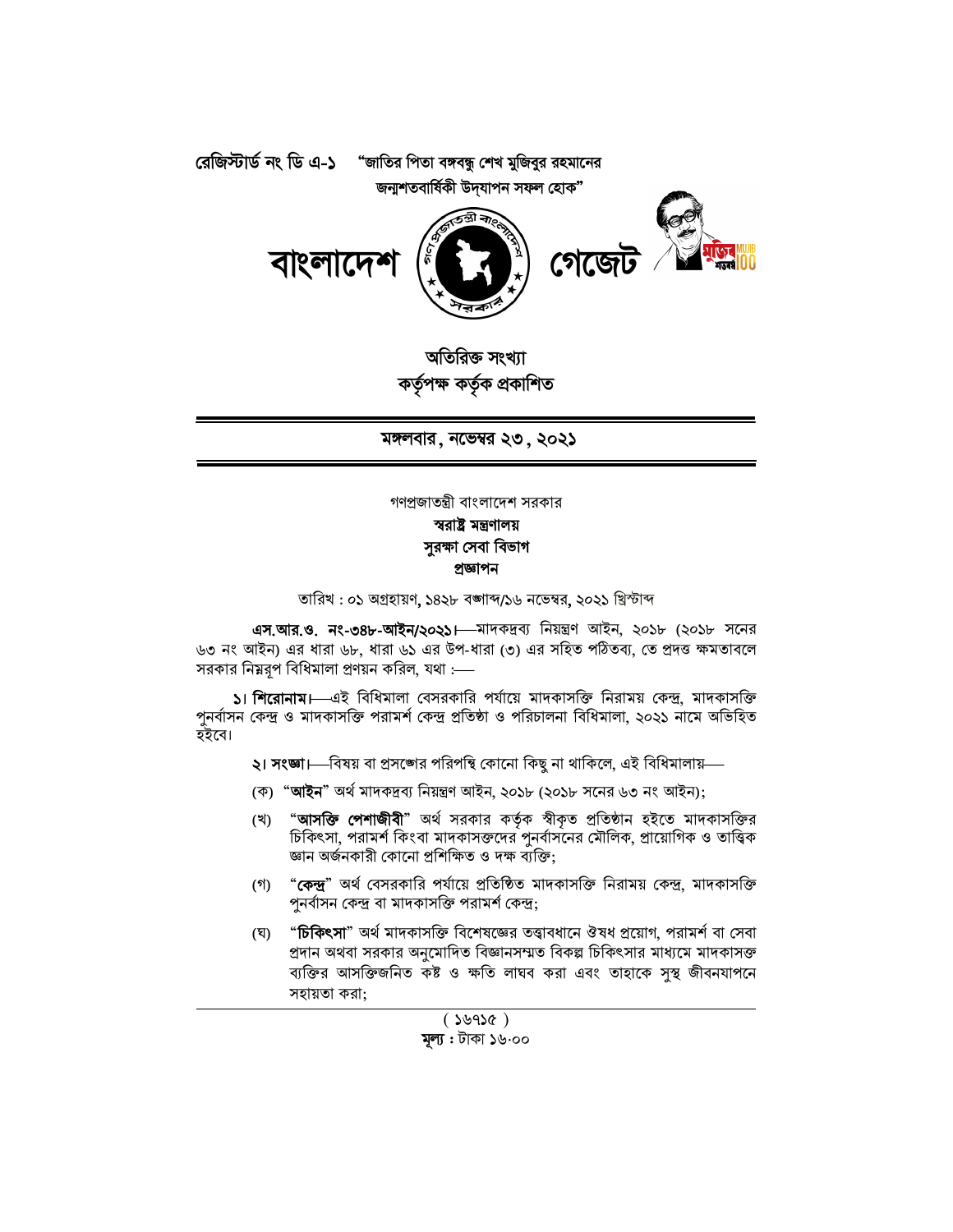রেজিস্টার্ড নং ডি এ-১ "জাতির পিতা বঙ্গবন্ধু শেখ মুজিবুর রহমানের জন্মশতবার্ষিকী উদ্‌যাপন সফল হোক"

# বাংলাদেশ গেজেট

**অতিরিক্ত সংখ্যা**
**কর্তৃপক্ষ কর্তৃক প্রকাশিত**

**মঙ্গলবার, নভেম্বর ২৩, ২০২১**

গণপ্রজাতন্ত্রী বাংলাদেশ সরকার
**স্বরাষ্ট্র মন্ত্রণালয়**
**সুরক্ষা সেবা বিভাগ**
**প্রজ্ঞাপন**

তারিখ : ০১ অগ্রহায়ণ, ১৪২৮ বঙ্গাব্দ/১৬ নভেম্বর, ২০২১ খ্রিস্টাব্দ

**এস.আর.ও. নং-৩৪৮-আইন/২০২১।**—মাদকদ্রব্য নিয়ন্ত্রণ আইন, ২০১৮ (২০১৮ সনের ৬৩ নং আইন) এর ধারা ৬৮, ধারা ৬১ এর উপ-ধারা (৩) এর সহিত পঠিতব্য, তে প্রদত্ত ক্ষমতাবলে সরকার নিম্নরূপ বিধিমালা প্রণয়ন করিল, যথা :—

**১। শিরোনাম।**—এই বিধিমালা বেসরকারি পর্যায়ে মাদকাসক্তি নিরাময় কেন্দ্র, মাদকাসক্তি পুনর্বাসন কেন্দ্র ও মাদকাসক্তি পরামর্শ কেন্দ্র প্রতিষ্ঠা ও পরিচালনা বিধিমালা, ২০২১ নামে অভিহিত হইবে।

**২। সংজ্ঞা।**—বিষয় বা প্রসঙ্গের পরিপন্থি কোনো কিছু না থাকিলে, এই বিধিমালায়—

(ক) "**আইন**" অর্থ মাদকদ্রব্য নিয়ন্ত্রণ আইন, ২০১৮ (২০১৮ সনের ৬৩ নং আইন);

(খ) "**আসক্তি পেশাজীবী**" অর্থ সরকার কর্তৃক স্বীকৃত প্রতিষ্ঠান হইতে মাদকাসক্তির চিকিৎসা, পরামর্শ কিংবা মাদকাসক্তদের পুনর্বাসনের মৌলিক, প্রায়োগিক ও তাত্ত্বিক জ্ঞান অর্জনকারী কোনো প্রশিক্ষিত ও দক্ষ ব্যক্তি;

(গ) "**কেন্দ্র**" অর্থ বেসরকারি পর্যায়ে প্রতিষ্ঠিত মাদকাসক্তি নিরাময় কেন্দ্র, মাদকাসক্তি পুনর্বাসন কেন্দ্র বা মাদকাসক্তি পরামর্শ কেন্দ্র;

(ঘ) "**চিকিৎসা**" অর্থ মাদকাসক্তি বিশেষজ্ঞের তত্ত্বাবধানে ঔষধ প্রয়োগ, পরামর্শ বা সেবা প্রদান অথবা সরকার অনুমোদিত বিজ্ঞানসম্মত বিকল্প চিকিৎসার মাধ্যমে মাদকাসক্ত ব্যক্তির আসক্তিজনিত কষ্ট ও ক্ষতি লাঘব করা এবং তাহাকে সুস্থ জীবনযাপনে সহায়তা করা;

( ১৬৭১৫ )
**মূল্য :** টাকা ১৬.০০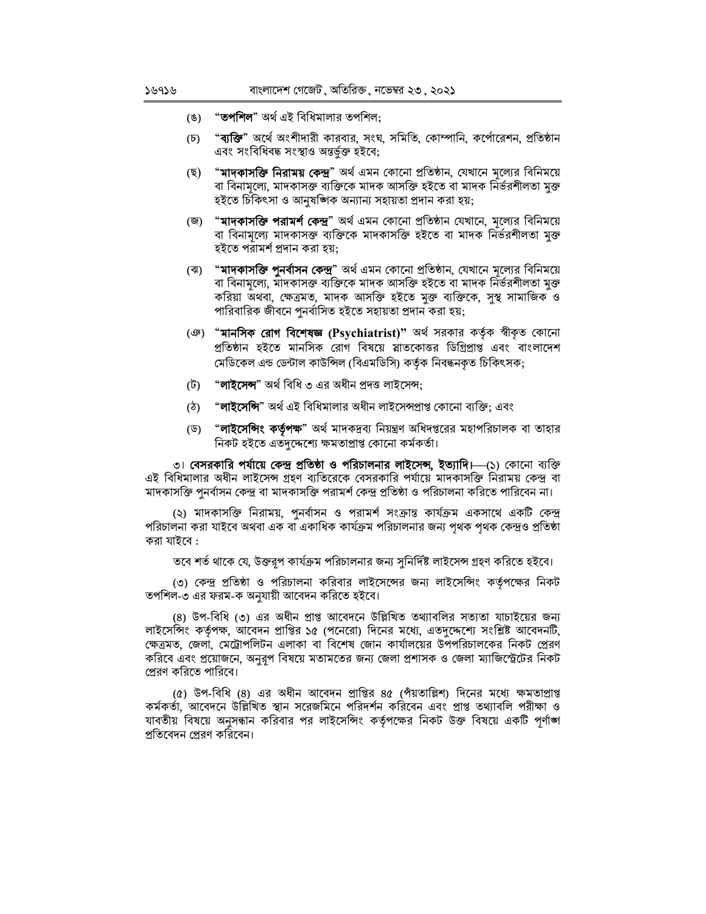(ঙ) "**তপশিল**" অর্থ এই বিধিমালার তপশিল;

(চ) "**ব্যক্তি**" অর্থে অংশীদারী কারবার, সংঘ, সমিতি, কোম্পানি, কর্পোরেশন, প্রতিষ্ঠান এবং সংবিধিবদ্ধ সংস্থাও অন্তর্ভুক্ত হইবে;

(ছ) "**মাদকাসক্তি নিরাময় কেন্দ্র**" অর্থ এমন কোনো প্রতিষ্ঠান, যেখানে মূল্যের বিনিময়ে বা বিনামূল্যে, মাদকাসক্ত ব্যক্তিকে মাদক আসক্তি হইতে বা মাদক নির্ভরশীলতা মুক্ত হইতে চিকিৎসা ও আনুষঙ্গিক অন্যান্য সহায়তা প্রদান করা হয়;

(জ) "**মাদকাসক্তি পরামর্শ কেন্দ্র**" অর্থ এমন কোনো প্রতিষ্ঠান যেখানে, মূল্যের বিনিময়ে বা বিনামূল্যে মাদকাসক্ত ব্যক্তিকে মাদকাসক্তি হইতে বা মাদক নির্ভরশীলতা মুক্ত হইতে পরামর্শ প্রদান করা হয়;

(ঝ) "**মাদকাসক্তি পুনর্বাসন কেন্দ্র**" অর্থ এমন কোনো প্রতিষ্ঠান, যেখানে মূল্যের বিনিময়ে বা বিনামূল্যে, মাদকাসক্ত ব্যক্তিকে মাদক আসক্তি হইতে বা মাদক নির্ভরশীলতা মুক্ত করিয়া অথবা, ক্ষেত্রমত, মাদক আসক্তি হইতে মুক্ত ব্যক্তিকে, সুস্থ সামাজিক ও পারিবারিক জীবনে পুনর্বাসিত হইতে সহায়তা প্রদান করা হয়;

(ঞ) "**মানসিক রোগ বিশেষজ্ঞ (Psychiatrist)**" অর্থ সরকার কর্তৃক স্বীকৃত কোনো প্রতিষ্ঠান হইতে মানসিক রোগ বিষয়ে স্নাতকোত্তর ডিগ্রিপ্রাপ্ত এবং বাংলাদেশ মেডিকেল এন্ড ডেন্টাল কাউন্সিল (বিএমডিসি) কর্তৃক নিবন্ধনকৃত চিকিৎসক;

(ট) "**লাইসেন্স**" অর্থ বিধি ৩ এর অধীন প্রদত্ত লাইসেন্স;

(ঠ) "**লাইসেন্সি**" অর্থ এই বিধিমালার অধীন লাইসেন্সপ্রাপ্ত কোনো ব্যক্তি; এবং

(ড) "**লাইসেন্সিং কর্তৃপক্ষ**" অর্থ মাদকদ্রব্য নিয়ন্ত্রণ অধিদপ্তরের মহাপরিচালক বা তাহার নিকট হইতে এতদুদ্দেশ্যে ক্ষমতাপ্রাপ্ত কোনো কর্মকর্তা।

৩। **বেসরকারি পর্যায়ে কেন্দ্র প্রতিষ্ঠা ও পরিচালনার লাইসেন্স, ইত্যাদি।**—(১) কোনো ব্যক্তি এই বিধিমালার অধীন লাইসেন্স গ্রহণ ব্যতিরেকে বেসরকারি পর্যায়ে মাদকাসক্তি নিরাময় কেন্দ্র বা মাদকাসক্তি পুনর্বাসন কেন্দ্র বা মাদকাসক্তি পরামর্শ কেন্দ্র প্রতিষ্ঠা ও পরিচালনা করিতে পারিবেন না।

(২) মাদকাসক্তি নিরাময়, পুনর্বাসন ও পরামর্শ সংক্রান্ত কার্যক্রম একসাথে একটি কেন্দ্র পরিচালনা করা যাইবে অথবা এক বা একাধিক কার্যক্রম পরিচালনার জন্য পৃথক পৃথক কেন্দ্রও প্রতিষ্ঠা করা যাইবে :

তবে শর্ত থাকে যে, উক্তরূপ কার্যক্রম পরিচালনার জন্য সুনির্দিষ্ট লাইসেন্স গ্রহণ করিতে হইবে।

(৩) কেন্দ্র প্রতিষ্ঠা ও পরিচালনা করিবার লাইসেন্সের জন্য লাইসেন্সিং কর্তৃপক্ষের নিকট তপশিল-৩ এর ফরম-ক অনুযায়ী আবেদন করিতে হইবে।

(৪) উপ-বিধি (৩) এর অধীন প্রাপ্ত আবেদনে উল্লিখিত তথ্যাবলির সত্যতা যাচাইয়ের জন্য লাইসেন্সিং কর্তৃপক্ষ, আবেদন প্রাপ্তির ১৫ (পনেরো) দিনের মধ্যে, এতদুদ্দেশ্যে সংশ্লিষ্ট আবেদনটি, ক্ষেত্রমত, জেলা, মেট্রোপলিটন এলাকা বা বিশেষ জোন কার্যালয়ের উপপরিচালকের নিকট প্রেরণ করিবে এবং প্রয়োজনে, অনুরূপ বিষয়ে মতামতের জন্য জেলা প্রশাসক ও জেলা ম্যাজিস্ট্রেটের নিকট প্রেরণ করিতে পারিবে।

(৫) উপ-বিধি (৪) এর অধীন আবেদন প্রাপ্তির ৪৫ (পঁয়তাল্লিশ) দিনের মধ্যে ক্ষমতাপ্রাপ্ত কর্মকর্তা, আবেদনে উল্লিখিত স্থান সরেজমিনে পরিদর্শন করিবেন এবং প্রাপ্ত তথ্যাবলি পরীক্ষা ও যাবতীয় বিষয়ে অনুসন্ধান করিবার পর লাইসেন্সিং কর্তৃপক্ষের নিকট উক্ত বিষয়ে একটি পূর্ণাঙ্গ প্রতিবেদন প্রেরণ করিবেন।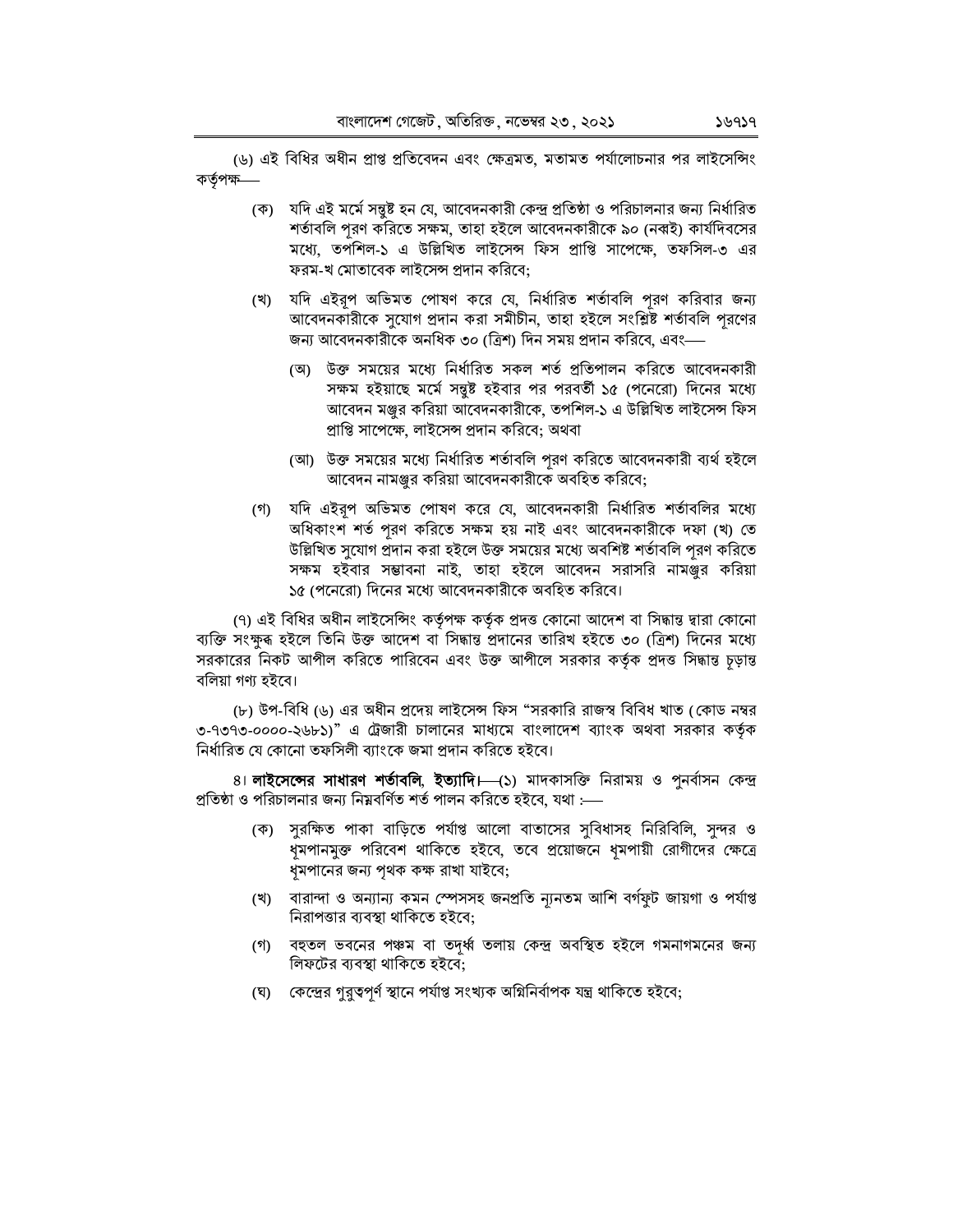(৬) এই বিধির অধীন প্রাপ্ত প্রতিবেদন এবং ক্ষেত্রমত, মতামত পর্যালোচনার পর লাইসেন্সিং কর্তৃপক্ষ—

(ক) যদি এই মর্মে সন্তুষ্ট হন যে, আবেদনকারী কেন্দ্র প্রতিষ্ঠা ও পরিচালনার জন্য নির্ধারিত শর্তাবলি পূরণ করিতে সক্ষম, তাহা হইলে আবেদনকারীকে ৯০ (নব্বই) কার্যদিবসের মধ্যে, তপশিল-১ এ উল্লিখিত লাইসেন্স ফিস প্রাপ্তি সাপেক্ষে, তফসিল-৩ এর ফরম-খ মোতাবেক লাইসেন্স প্রদান করিবে;

(খ) যদি এইরূপ অভিমত পোষণ করে যে, নির্ধারিত শর্তাবলি পূরণ করিবার জন্য আবেদনকারীকে সুযোগ প্রদান করা সমীচীন, তাহা হইলে সংশ্লিষ্ট শর্তাবলি পূরণের জন্য আবেদনকারীকে অনধিক ৩০ (ত্রিশ) দিন সময় প্রদান করিবে, এবং—

(অ) উক্ত সময়ের মধ্যে নির্ধারিত সকল শর্ত প্রতিপালন করিতে আবেদনকারী সক্ষম হইয়াছে মর্মে সন্তুষ্ট হইবার পর পরবর্তী ১৫ (পনেরো) দিনের মধ্যে আবেদন মঞ্জুর করিয়া আবেদনকারীকে, তপশিল-১ এ উল্লিখিত লাইসেন্স ফিস প্রাপ্তি সাপেক্ষে, লাইসেন্স প্রদান করিবে; অথবা

(আ) উক্ত সময়ের মধ্যে নির্ধারিত শর্তাবলি পূরণ করিতে আবেদনকারী ব্যর্থ হইলে আবেদন নামঞ্জুর করিয়া আবেদনকারীকে অবহিত করিবে;

(গ) যদি এইরূপ অভিমত পোষণ করে যে, আবেদনকারী নির্ধারিত শর্তাবলির মধ্যে অধিকাংশ শর্ত পূরণ করিতে সক্ষম হয় নাই এবং আবেদনকারীকে দফা (খ) তে উল্লিখিত সুযোগ প্রদান করা হইলে উক্ত সময়ের মধ্যে অবশিষ্ট শর্তাবলি পূরণ করিতে সক্ষম হইবার সম্ভাবনা নাই, তাহা হইলে আবেদন সরাসরি নামঞ্জুর করিয়া ১৫ (পনেরো) দিনের মধ্যে আবেদনকারীকে অবহিত করিবে।

(৭) এই বিধির অধীন লাইসেন্সিং কর্তৃপক্ষ কর্তৃক প্রদত্ত কোনো আদেশ বা সিদ্ধান্ত দ্বারা কোনো ব্যক্তি সংক্ষুব্ধ হইলে তিনি উক্ত আদেশ বা সিদ্ধান্ত প্রদানের তারিখ হইতে ৩০ (ত্রিশ) দিনের মধ্যে সরকারের নিকট আপীল করিতে পারিবেন এবং উক্ত আপীলে সরকার কর্তৃক প্রদত্ত সিদ্ধান্ত চূড়ান্ত বলিয়া গণ্য হইবে।

(৮) উপ-বিধি (৬) এর অধীন প্রদেয় লাইসেন্স ফিস "সরকারি রাজস্ব বিবিধ খাত (কোড নম্বর ৩-৭৩৭৩-০০০০-২৬৮১)" এ ট্রেজারী চালানের মাধ্যমে বাংলাদেশ ব্যাংক অথবা সরকার কর্তৃক নির্ধারিত যে কোনো তফসিলী ব্যাংকে জমা প্রদান করিতে হইবে।

৪। **লাইসেন্সের সাধারণ শর্তাবলি, ইত্যাদি।**—(১) মাদকাসক্তি নিরাময় ও পুনর্বাসন কেন্দ্র প্রতিষ্ঠা ও পরিচালনার জন্য নিম্নবর্ণিত শর্ত পালন করিতে হইবে, যথা :—

(ক) সুরক্ষিত পাকা বাড়িতে পর্যাপ্ত আলো বাতাসের সুবিধাসহ নিরিবিলি, সুন্দর ও ধূমপানমুক্ত পরিবেশ থাকিতে হইবে, তবে প্রয়োজনে ধূমপায়ী রোগীদের ক্ষেত্রে ধূমপানের জন্য পৃথক কক্ষ রাখা যাইবে;

(খ) বারান্দা ও অন্যান্য কমন স্পেসসহ জনপ্রতি ন্যূনতম আশি বর্গফুট জায়গা ও পর্যাপ্ত নিরাপত্তার ব্যবস্থা থাকিতে হইবে;

(গ) বহুতল ভবনের পঞ্চম বা তদূর্ধ্ব তলায় কেন্দ্র অবস্থিত হইলে গমনাগমনের জন্য লিফটের ব্যবস্থা থাকিতে হইবে;

(ঘ) কেন্দ্রের গুরুত্বপূর্ণ স্থানে পর্যাপ্ত সংখ্যক অগ্নিনির্বাপক যন্ত্র থাকিতে হইবে;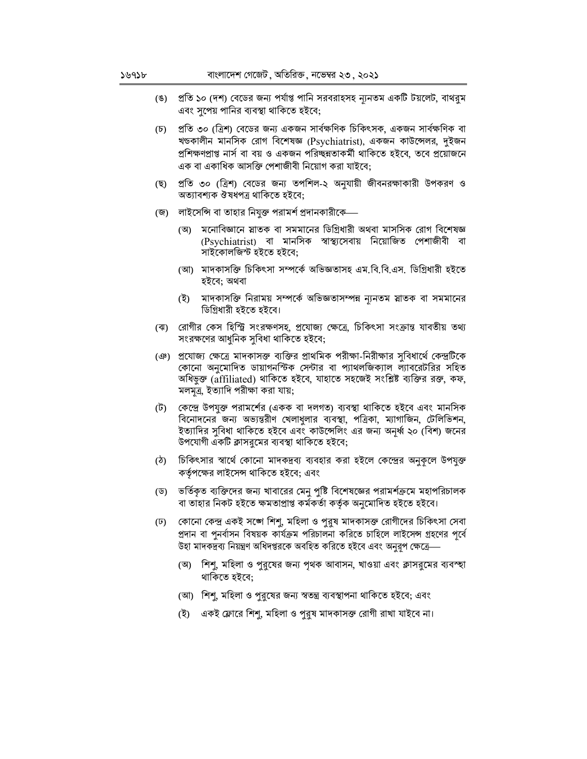(ঙ) প্রতি ১০ (দশ) বেডের জন্য পর্যাপ্ত পানি সরবরাহসহ ন্যূনতম একটি টয়লেট, বাথরুম এবং সুপেয় পানির ব্যবস্থা থাকিতে হইবে;

(চ) প্রতি ৩০ (ত্রিশ) বেডের জন্য একজন সার্বক্ষণিক চিকিৎসক, একজন সার্বক্ষণিক বা খন্ডকালীন মানসিক রোগ বিশেষজ্ঞ (Psychiatrist), একজন কাউন্সেলর, দুইজন প্রশিক্ষণপ্রাপ্ত নার্স বা বয় ও একজন পরিচ্ছন্নতাকর্মী থাকিতে হইবে, তবে প্রয়োজনে এক বা একাধিক আসক্তি পেশাজীবী নিয়োগ করা যাইবে;

(ছ) প্রতি ৩০ (ত্রিশ) বেডের জন্য তপশিল-২ অনুযায়ী জীবনরক্ষাকারী উপকরণ ও অত্যাবশ্যক ঔষধপত্র থাকিতে হইবে;

(জ) লাইসেন্সি বা তাহার নিযুক্ত পরামর্শ প্রদানকারীকে—

  (অ) মনোবিজ্ঞানে স্নাতক বা সমমানের ডিগ্রিধারী অথবা মাসসিক রোগ বিশেষজ্ঞ (Psychiatrist) বা মানসিক স্বাস্থ্যসেবায় নিয়োজিত পেশাজীবী বা সাইকোলজিস্ট হইতে হইবে;

  (আ) মাদকাসক্তি চিকিৎসা সম্পর্কে অভিজ্ঞতাসহ এম.বি.বি.এস. ডিগ্রিধারী হইতে হইবে; অথবা

  (ই) মাদকাসক্তি নিরাময় সম্পর্কে অভিজ্ঞতাসম্পন্ন ন্যূনতম স্নাতক বা সমমানের ডিগ্রিধারী হইতে হইবে।

(ঝ) রোগীর কেস হিস্ট্রি সংরক্ষণসহ, প্রযোজ্য ক্ষেত্রে, চিকিৎসা সংক্রান্ত যাবতীয় তথ্য সংরক্ষণের আধুনিক সুবিধা থাকিতে হইবে;

(ঞ) প্রযোজ্য ক্ষেত্রে মাদকাসক্ত ব্যক্তির প্রাথমিক পরীক্ষা-নিরীক্ষার সুবিধার্থে কেন্দ্রটিকে কোনো অনুমোদিত ডায়াগনস্টিক সেন্টার বা প্যাথলজিক্যাল ল্যাবরেটরির সহিত অধিভুক্ত (affiliated) থাকিতে হইবে, যাহাতে সহজেই সংশ্লিষ্ট ব্যক্তির রক্ত, কফ, মলমূত্র, ইত্যাদি পরীক্ষা করা যায়;

(ট) কেন্দ্রে উপযুক্ত পরামর্শের (একক বা দলগত) ব্যবস্থা থাকিতে হইবে এবং মানসিক বিনোদনের জন্য অভ্যন্তরীণ খেলাধুলার ব্যবস্থা, পত্রিকা, ম্যাগাজিন, টেলিভিশন, ইত্যাদির সুবিধা থাকিতে হইবে এবং কাউন্সেলিং এর জন্য অনূর্ধ্ব ২০ (বিশ) জনের উপযোগী একটি ক্লাসরুমের ব্যবস্থা থাকিতে হইবে;

(ঠ) চিকিৎসার স্বার্থে কোনো মাদকদ্রব্য ব্যবহার করা হইলে কেন্দ্রের অনুকূলে উপযুক্ত কর্তৃপক্ষের লাইসেন্স থাকিতে হইবে; এবং

(ড) ভর্তিকৃত ব্যক্তিদের জন্য খাবারের মেনু পুষ্টি বিশেষজ্ঞের পরামর্শক্রমে মহাপরিচালক বা তাহার নিকট হইতে ক্ষমতাপ্রাপ্ত কর্মকর্তা কর্তৃক অনুমোদিত হইতে হইবে।

(ঢ) কোনো কেন্দ্র একই সঙ্গে শিশু, মহিলা ও পুরুষ মাদকাসক্ত রোগীদের চিকিৎসা সেবা প্রদান বা পুনর্বাসন বিষয়ক কার্যক্রম পরিচালনা করিতে চাহিলে লাইসেন্স গ্রহণের পূর্বে উহা মাদকদ্রব্য নিয়ন্ত্রণ অধিদপ্তরকে অবহিত করিতে হইবে এবং অনুরূপ ক্ষেত্রে—

  (অ) শিশু, মহিলা ও পুরুষের জন্য পৃথক আবাসন, খাওয়া এবং ক্লাসরুমের ব্যবস্থা থাকিতে হইবে;

  (আ) শিশু, মহিলা ও পুরুষের জন্য স্বতন্ত্র ব্যবস্থাপনা থাকিতে হইবে; এবং

  (ই) একই ফ্লোরে শিশু, মহিলা ও পুরুষ মাদকাসক্ত রোগী রাখা যাইবে না।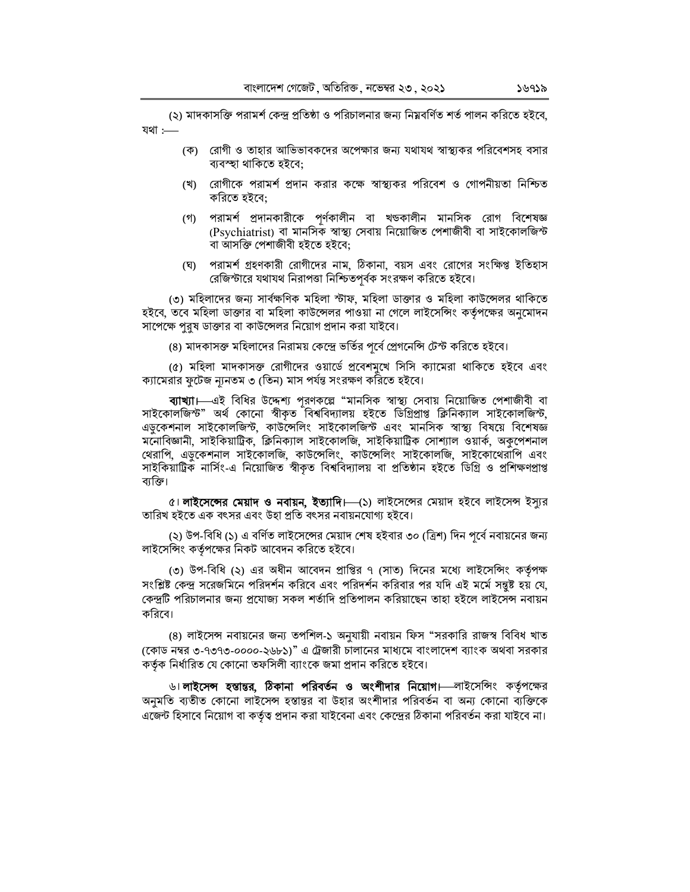(২) মাদকাসক্তি পরামর্শ কেন্দ্র প্রতিষ্ঠা ও পরিচালনার জন্য নিম্নবর্ণিত শর্ত পালন করিতে হইবে, যথা :—

(ক) রোগী ও তাহার আভিভাবকদের অপেক্ষার জন্য যথাযথ স্বাস্থ্যকর পরিবেশসহ বসার ব্যবস্থা থাকিতে হইবে;

(খ) রোগীকে পরামর্শ প্রদান করার কক্ষে স্বাস্থ্যকর পরিবেশ ও গোপনীয়তা নিশ্চিত করিতে হইবে;

(গ) পরামর্শ প্রদানকারীকে পূর্ণকালীন বা খন্ডকালীন মানসিক রোগ বিশেষজ্ঞ (Psychiatrist) বা মানসিক স্বাস্থ্য সেবায় নিয়োজিত পেশাজীবী বা সাইকোলজিস্ট বা আসক্তি পেশাজীবী হইতে হইবে;

(ঘ) পরামর্শ গ্রহণকারী রোগীদের নাম, ঠিকানা, বয়স এবং রোগের সংক্ষিপ্ত ইতিহাস রেজিস্টারে যথাযথ নিরাপত্তা নিশ্চিতপূর্বক সংরক্ষণ করিতে হইবে।

(৩) মহিলাদের জন্য সার্বক্ষণিক মহিলা স্টাফ, মহিলা ডাক্তার ও মহিলা কাউন্সেলর থাকিতে হইবে, তবে মহিলা ডাক্তার বা মহিলা কাউন্সেলর পাওয়া না গেলে লাইসেন্সিং কর্তৃপক্ষের অনুমোদন সাপেক্ষে পুরুষ ডাক্তার বা কাউন্সেলর নিয়োগ প্রদান করা যাইবে।

(৪) মাদকাসক্ত মহিলাদের নিরাময় কেন্দ্রে ভর্তির পূর্বে প্রেগনেন্সি টেস্ট করিতে হইবে।

(৫) মহিলা মাদকাসক্ত রোগীদের ওয়ার্ডে প্রবেশমুখে সিসি ক্যামেরা থাকিতে হইবে এবং ক্যামেরার ফুটেজ ন্যূনতম ৩ (তিন) মাস পর্যন্ত সংরক্ষণ করিতে হইবে।

**ব্যাখ্যা।**—এই বিধির উদ্দেশ্য পূরণকল্পে "মানসিক স্বাস্থ্য সেবায় নিয়োজিত পেশাজীবী বা সাইকোলজিস্ট" অর্থ কোনো স্বীকৃত বিশ্ববিদ্যালয় হইতে ডিগ্রিপ্রাপ্ত ক্লিনিক্যাল সাইকোলজিস্ট, এডুকেশনাল সাইকোলজিস্ট, কাউন্সেলিং সাইকোলজিস্ট এবং মানসিক স্বাস্থ্য বিষয়ে বিশেষজ্ঞ মনোবিজ্ঞানী, সাইকিয়াট্রিক, ক্লিনিক্যাল সাইকোলজি, সাইকিয়াট্রিক সোশ্যাল ওয়ার্ক, অকুপেশনাল থেরাপি, এডুকেশনাল সাইকোলজি, কাউন্সেলিং, কাউন্সেলিং সাইকোলজি, সাইকোথেরাপি এবং সাইকিয়াট্রিক নার্সিং-এ নিয়োজিত স্বীকৃত বিশ্ববিদ্যালয় বা প্রতিষ্ঠান হইতে ডিগ্রি ও প্রশিক্ষণপ্রাপ্ত ব্যক্তি।

৫। **লাইসেন্সের মেয়াদ ও নবায়ন, ইত্যাদি।**—(১) লাইসেন্সের মেয়াদ হইবে লাইসেন্স ইস্যুর তারিখ হইতে এক বৎসর এবং উহা প্রতি বৎসর নবায়নযোগ্য হইবে।

(২) উপ-বিধি (১) এ বর্ণিত লাইসেন্সের মেয়াদ শেষ হইবার ৩০ (ত্রিশ) দিন পূর্বে নবায়নের জন্য লাইসেন্সিং কর্তৃপক্ষের নিকট আবেদন করিতে হইবে।

(৩) উপ-বিধি (২) এর অধীন আবেদন প্রাপ্তির ৭ (সাত) দিনের মধ্যে লাইসেন্সিং কর্তৃপক্ষ সংশ্লিষ্ট কেন্দ্র সরেজমিনে পরিদর্শন করিবে এবং পরিদর্শন করিবার পর যদি এই মর্মে সন্তুষ্ট হয় যে, কেন্দ্রটি পরিচালনার জন্য প্রযোজ্য সকল শর্তাদি প্রতিপালন করিয়াছেন তাহা হইলে লাইসেন্স নবায়ন করিবে।

(৪) লাইসেন্স নবায়নের জন্য তপশিল-১ অনুযায়ী নবায়ন ফিস "সরকারি রাজস্ব বিবিধ খাত (কোড নম্বর ৩-৭৩৭৩-০০০০-২৬৮১)" এ ট্রেজারী চালানের মাধ্যমে বাংলাদেশ ব্যাংক অথবা সরকার কর্তৃক নির্ধারিত যে কোনো তফসিলী ব্যাংকে জমা প্রদান করিতে হইবে।

৬। **লাইসেন্স হস্তান্তর, ঠিকানা পরিবর্তন ও অংশীদার নিয়োগ।**—লাইসেন্সিং কর্তৃপক্ষের অনুমতি ব্যতীত কোনো লাইসেন্স হস্তান্তর বা উহার অংশীদার পরিবর্তন বা অন্য কোনো ব্যক্তিকে এজেন্ট হিসাবে নিয়োগ বা কর্তৃত্ব প্রদান করা যাইবেনা এবং কেন্দ্রের ঠিকানা পরিবর্তন করা যাইবে না।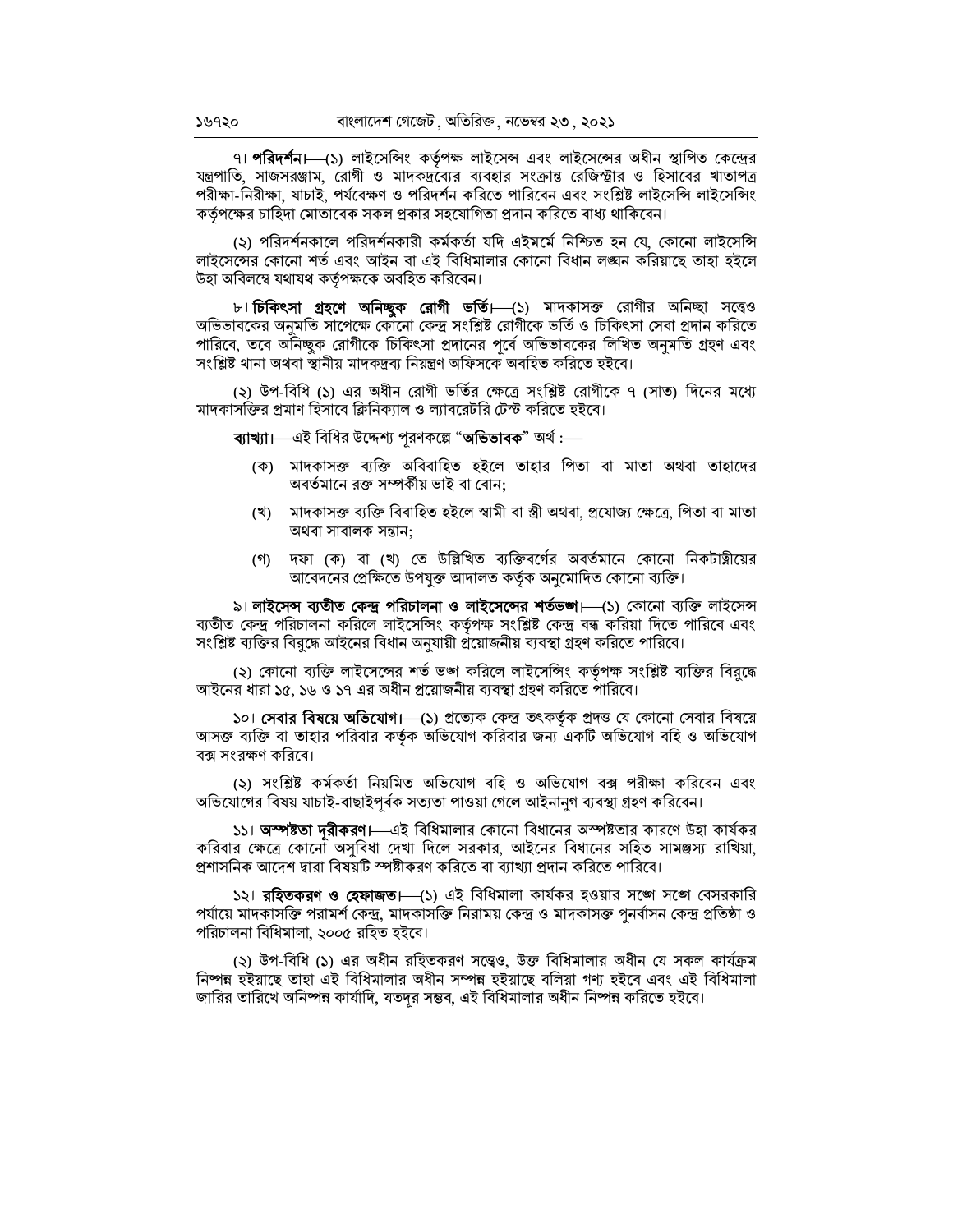৭। **পরিদর্শন।**—(১) লাইসেন্সিং কর্তৃপক্ষ লাইসেন্স এবং লাইসেন্সের অধীন স্থাপিত কেন্দ্রের যন্ত্রপাতি, সাজসরঞ্জাম, রোগী ও মাদকদ্রব্যের ব্যবহার সংক্রান্ত রেজিস্ট্রার ও হিসাবের খাতাপত্র পরীক্ষা-নিরীক্ষা, যাচাই, পর্যবেক্ষণ ও পরিদর্শন করিতে পারিবেন এবং সংশ্লিষ্ট লাইসেন্সি লাইসেন্সিং কর্তৃপক্ষের চাহিদা মোতাবেক সকল প্রকার সহযোগিতা প্রদান করিতে বাধ্য থাকিবেন।

(২) পরিদর্শনকালে পরিদর্শনকারী কর্মকর্তা যদি এইমর্মে নিশ্চিত হন যে, কোনো লাইসেন্সি লাইসেন্সের কোনো শর্ত এবং আইন বা এই বিধিমালার কোনো বিধান লঙ্ঘন করিয়াছে তাহা হইলে উহা অবিলম্বে যথাযথ কর্তৃপক্ষকে অবহিত করিবেন।

৮। **চিকিৎসা গ্রহণে অনিচ্ছুক রোগী ভর্তি।**—(১) মাদকাসক্ত রোগীর অনিচ্ছা সত্ত্বেও অভিভাবকের অনুমতি সাপেক্ষে কোনো কেন্দ্র সংশ্লিষ্ট রোগীকে ভর্তি ও চিকিৎসা সেবা প্রদান করিতে পারিবে, তবে অনিচ্ছুক রোগীকে চিকিৎসা প্রদানের পূর্বে অভিভাবকের লিখিত অনুমতি গ্রহণ এবং সংশ্লিষ্ট থানা অথবা স্থানীয় মাদকদ্রব্য নিয়ন্ত্রণ অফিসকে অবহিত করিতে হইবে।

(২) উপ-বিধি (১) এর অধীন রোগী ভর্তির ক্ষেত্রে সংশ্লিষ্ট রোগীকে ৭ (সাত) দিনের মধ্যে মাদকাসক্তির প্রমাণ হিসাবে ক্লিনিক্যাল ও ল্যাবরেটরি টেস্ট করিতে হইবে।

**ব্যাখ্যা।**—এই বিধির উদ্দেশ্য পূরণকল্পে "**অভিভাবক**" অর্থ :—

(ক) মাদকাসক্ত ব্যক্তি অবিবাহিত হইলে তাহার পিতা বা মাতা অথবা তাহাদের অবর্তমানে রক্ত সম্পর্কীয় ভাই বা বোন;

(খ) মাদকাসক্ত ব্যক্তি বিবাহিত হইলে স্বামী বা স্ত্রী অথবা, প্রযোজ্য ক্ষেত্রে, পিতা বা মাতা অথবা সাবালক সন্তান;

(গ) দফা (ক) বা (খ) তে উল্লিখিত ব্যক্তিবর্গের অবর্তমানে কোনো নিকটাত্মীয়ের আবেদনের প্রেক্ষিতে উপযুক্ত আদালত কর্তৃক অনুমোদিত কোনো ব্যক্তি।

৯। **লাইসেন্স ব্যতীত কেন্দ্র পরিচালনা ও লাইসেন্সের শর্তভঙ্গ।**—(১) কোনো ব্যক্তি লাইসেন্স ব্যতীত কেন্দ্র পরিচালনা করিলে লাইসেন্সিং কর্তৃপক্ষ সংশ্লিষ্ট কেন্দ্র বন্ধ করিয়া দিতে পারিবে এবং সংশ্লিষ্ট ব্যক্তির বিরুদ্ধে আইনের বিধান অনুযায়ী প্রয়োজনীয় ব্যবস্থা গ্রহণ করিতে পারিবে।

(২) কোনো ব্যক্তি লাইসেন্সের শর্ত ভঙ্গ করিলে লাইসেন্সিং কর্তৃপক্ষ সংশ্লিষ্ট ব্যক্তির বিরুদ্ধে আইনের ধারা ১৫, ১৬ ও ১৭ এর অধীন প্রয়োজনীয় ব্যবস্থা গ্রহণ করিতে পারিবে।

১০। **সেবার বিষয়ে অভিযোগ।**—(১) প্রত্যেক কেন্দ্র তৎকর্তৃক প্রদত্ত যে কোনো সেবার বিষয়ে আসক্ত ব্যক্তি বা তাহার পরিবার কর্তৃক অভিযোগ করিবার জন্য একটি অভিযোগ বহি ও অভিযোগ বক্স সংরক্ষণ করিবে।

(২) সংশ্লিষ্ট কর্মকর্তা নিয়মিত অভিযোগ বহি ও অভিযোগ বক্স পরীক্ষা করিবেন এবং অভিযোগের বিষয় যাচাই-বাছাইপূর্বক সত্যতা পাওয়া গেলে আইনানুগ ব্যবস্থা গ্রহণ করিবেন।

১১। **অস্পষ্টতা দূরীকরণ।**—এই বিধিমালার কোনো বিধানের অস্পষ্টতার কারণে উহা কার্যকর করিবার ক্ষেত্রে কোনো অসুবিধা দেখা দিলে সরকার, আইনের বিধানের সহিত সামঞ্জস্য রাখিয়া, প্রশাসনিক আদেশ দ্বারা বিষয়টি স্পষ্টীকরণ করিতে বা ব্যাখ্যা প্রদান করিতে পারিবে।

১২। **রহিতকরণ ও হেফাজত।**—(১) এই বিধিমালা কার্যকর হওয়ার সঙ্গে সঙ্গে বেসরকারি পর্যায়ে মাদকাসক্তি পরামর্শ কেন্দ্র, মাদকাসক্তি নিরাময় কেন্দ্র ও মাদকাসক্ত পুনর্বাসন কেন্দ্র প্রতিষ্ঠা ও পরিচালনা বিধিমালা, ২০০৫ রহিত হইবে।

(২) উপ-বিধি (১) এর অধীন রহিতকরণ সত্ত্বেও, উক্ত বিধিমালার অধীন যে সকল কার্যক্রম নিষ্পন্ন হইয়াছে তাহা এই বিধিমালার অধীন সম্পন্ন হইয়াছে বলিয়া গণ্য হইবে এবং এই বিধিমালা জারির তারিখে অনিষ্পন্ন কার্যাদি, যতদূর সম্ভব, এই বিধিমালার অধীন নিষ্পন্ন করিতে হইবে।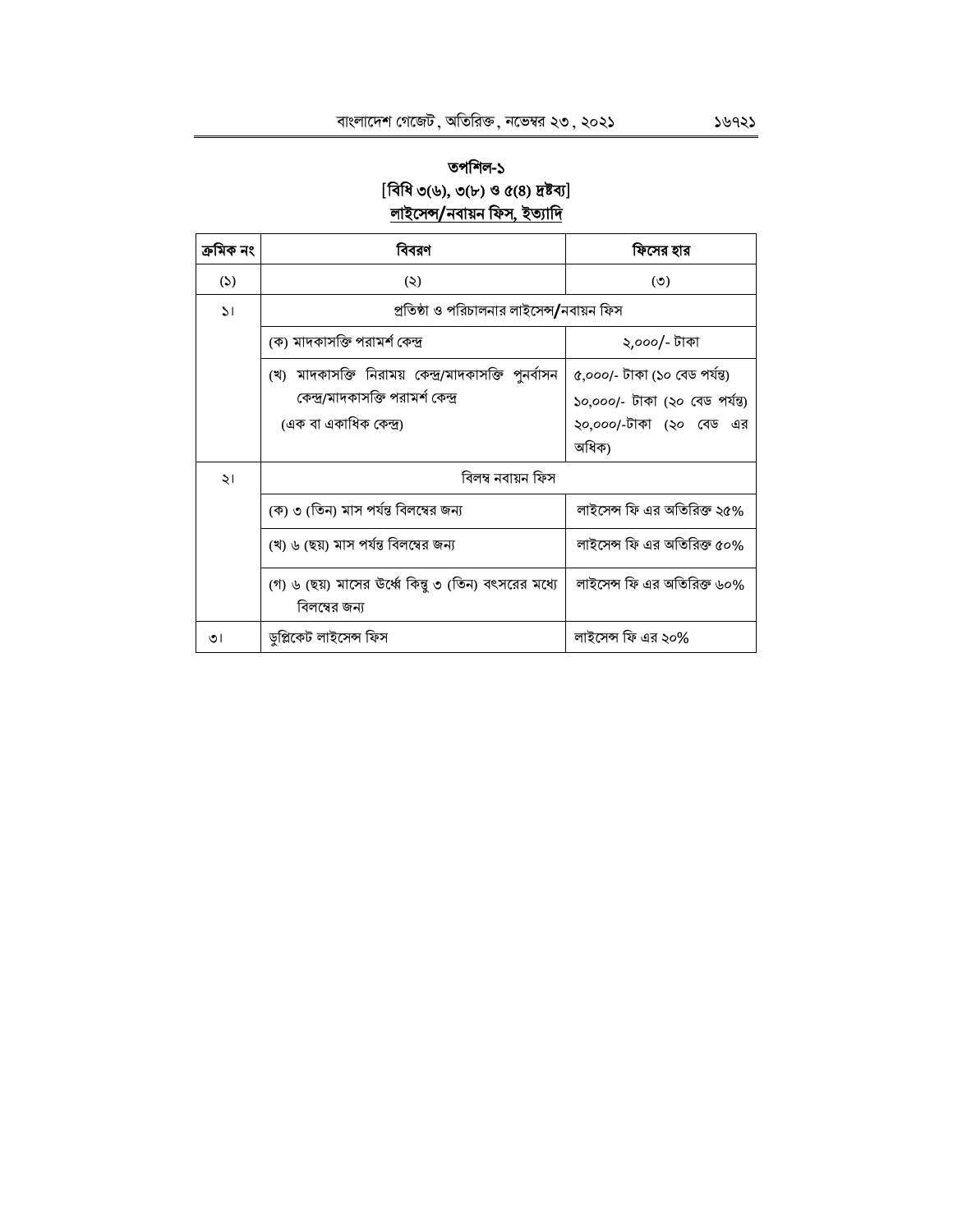# তপশিল-১

**[বিধি ৩(৬), ৩(৮) ও ৫(৪) দ্রষ্টব্য]**

**লাইসেন্স/নবায়ন ফিস, ইত্যাদি**

| ক্রমিক নং | বিবরণ | ফিসের হার |
|---|---|---|
| (১) | (২) | (৩) |
| ১। | প্রতিষ্ঠা ও পরিচালনার লাইসেন্স/নবায়ন ফিস | |
| | (ক) মাদকাসক্তি পরামর্শ কেন্দ্র | ২,০০০/- টাকা |
| | (খ) মাদকাসক্তি নিরাময় কেন্দ্র/মাদকাসক্তি পুনর্বাসন কেন্দ্র/মাদকাসক্তি পরামর্শ কেন্দ্র (এক বা একাধিক কেন্দ্র) | ৫,০০০/- টাকা (১০ বেড পর্যন্ত) ১০,০০০/- টাকা (২০ বেড পর্যন্ত) ২০,০০০/-টাকা (২০ বেড এর অধিক) |
| ২। | বিলম্ব নবায়ন ফিস | |
| | (ক) ৩ (তিন) মাস পর্যন্ত বিলম্বের জন্য | লাইসেন্স ফি এর অতিরিক্ত ২৫% |
| | (খ) ৬ (ছয়) মাস পর্যন্ত বিলম্বের জন্য | লাইসেন্স ফি এর অতিরিক্ত ৫০% |
| | (গ) ৬ (ছয়) মাসের উর্ধ্বে কিন্তু ৩ (তিন) বৎসরের মধ্যে বিলম্বের জন্য | লাইসেন্স ফি এর অতিরিক্ত ৬০% |
| ৩। | ডুপ্লিকেট লাইসেন্স ফিস | লাইসেন্স ফি এর ২০% |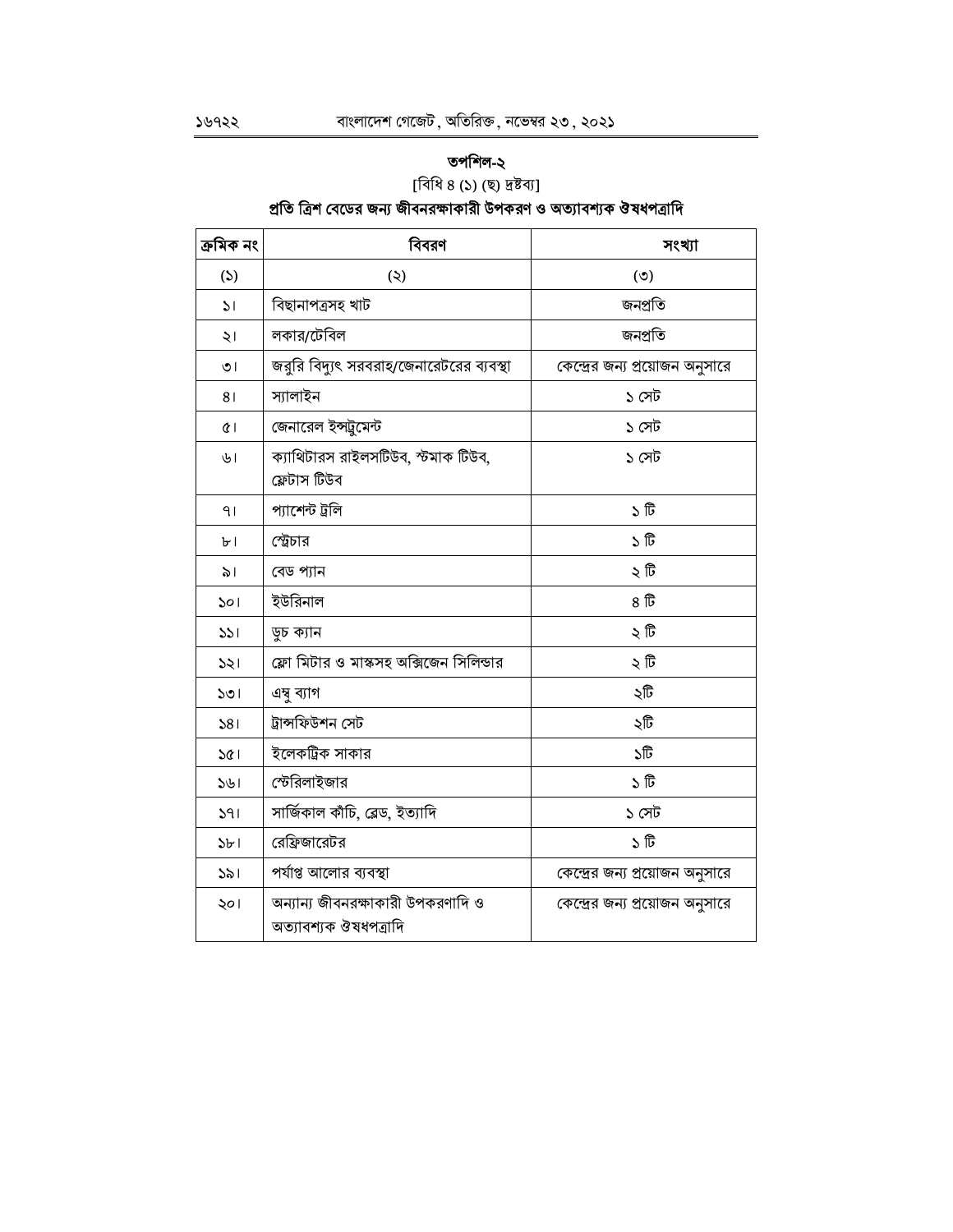## তপশিল-২

[বিধি ৪ (১) (ছ) দ্রষ্টব্য]

### প্রতি ত্রিশ বেডের জন্য জীবনরক্ষাকারী উপকরণ ও অত্যাবশ্যক ঔষধপত্রাদি

| ক্রমিক নং | বিবরণ | সংখ্যা |
|---|---|---|
| (১) | (২) | (৩) |
| ১। | বিছানাপত্রসহ খাট | জনপ্রতি |
| ২। | লকার/টেবিল | জনপ্রতি |
| ৩। | জরুরি বিদ্যুৎ সরবরাহ/জেনারেটরের ব্যবস্থা | কেন্দ্রের জন্য প্রয়োজন অনুসারে |
| ৪। | স্যালাইন | ১ সেট |
| ৫। | জেনারেল ইন্সট্রুমেন্ট | ১ সেট |
| ৬। | ক্যাথিটারস রাইলসটিউব, স্টমাক টিউব, ফ্লেটাস টিউব | ১ সেট |
| ৭। | প্যাশেন্ট ট্রলি | ১ টি |
| ৮। | স্ট্রেচার | ১ টি |
| ৯। | বেড প্যান | ২ টি |
| ১০। | ইউরিনাল | ৪ টি |
| ১১। | ডুচ ক্যান | ২ টি |
| ১২। | ফ্লো মিটার ও মাস্কসহ অক্সিজেন সিলিন্ডার | ২ টি |
| ১৩। | এম্বু ব্যাগ | ২টি |
| ১৪। | ট্রান্সফিউশন সেট | ২টি |
| ১৫। | ইলেকট্রিক সাকার | ১টি |
| ১৬। | স্টেরিলাইজার | ১ টি |
| ১৭। | সার্জিকাল কাঁচি, ব্লেড, ইত্যাদি | ১ সেট |
| ১৮। | রেফ্রিজারেটর | ১ টি |
| ১৯। | পর্যাপ্ত আলোর ব্যবস্থা | কেন্দ্রের জন্য প্রয়োজন অনুসারে |
| ২০। | অন্যান্য জীবনরক্ষাকারী উপকরণাদি ও অত্যাবশ্যক ঔষধপত্রাদি | কেন্দ্রের জন্য প্রয়োজন অনুসারে |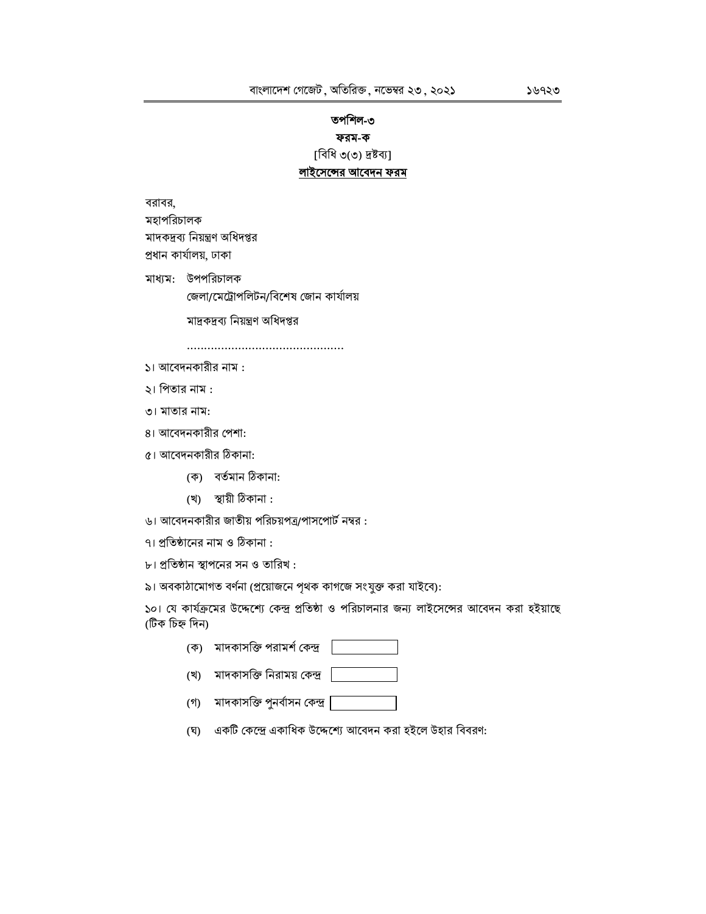**তপশিল-৩**

**ফরম-ক**

[বিধি ৩(৩) দ্রষ্টব্য]

**লাইসেন্সের আবেদন ফরম**

বরাবর,
মহাপরিচালক
মাদকদ্রব্য নিয়ন্ত্রণ অধিদপ্তর
প্রধান কার্যালয়, ঢাকা

মাধ্যম: উপপরিচালক
জেলা/মেট্রোপলিটন/বিশেষ জোন কার্যালয়

মাদ্রকদ্রব্য নিয়ন্ত্রণ অধিদপ্তর

..............................................

১। আবেদনকারীর নাম :

২। পিতার নাম :

৩। মাতার নাম:

৪। আবেদনকারীর পেশা:

৫। আবেদনকারীর ঠিকানা:

(ক) বর্তমান ঠিকানা:

(খ) স্থায়ী ঠিকানা :

৬। আবেদনকারীর জাতীয় পরিচয়পত্র/পাসপোর্ট নম্বর :

৭। প্রতিষ্ঠানের নাম ও ঠিকানা :

৮। প্রতিষ্ঠান স্থাপনের সন ও তারিখ :

৯। অবকাঠামোগত বর্ণনা (প্রয়োজনে পৃথক কাগজে সংযুক্ত করা যাইবে):

১০। যে কার্যক্রমের উদ্দেশ্যে কেন্দ্র প্রতিষ্ঠা ও পরিচালনার জন্য লাইসেন্সের আবেদন করা হইয়াছে (টিক চিহ্ন দিন)

(ক) মাদকাসক্তি পরামর্শ কেন্দ্র ☐

(খ) মাদকাসক্তি নিরাময় কেন্দ্র ☐

(গ) মাদকাসক্তি পুনর্বাসন কেন্দ্র ☐

(ঘ) একটি কেন্দ্রে একাধিক উদ্দেশ্যে আবেদন করা হইলে উহার বিবরণ: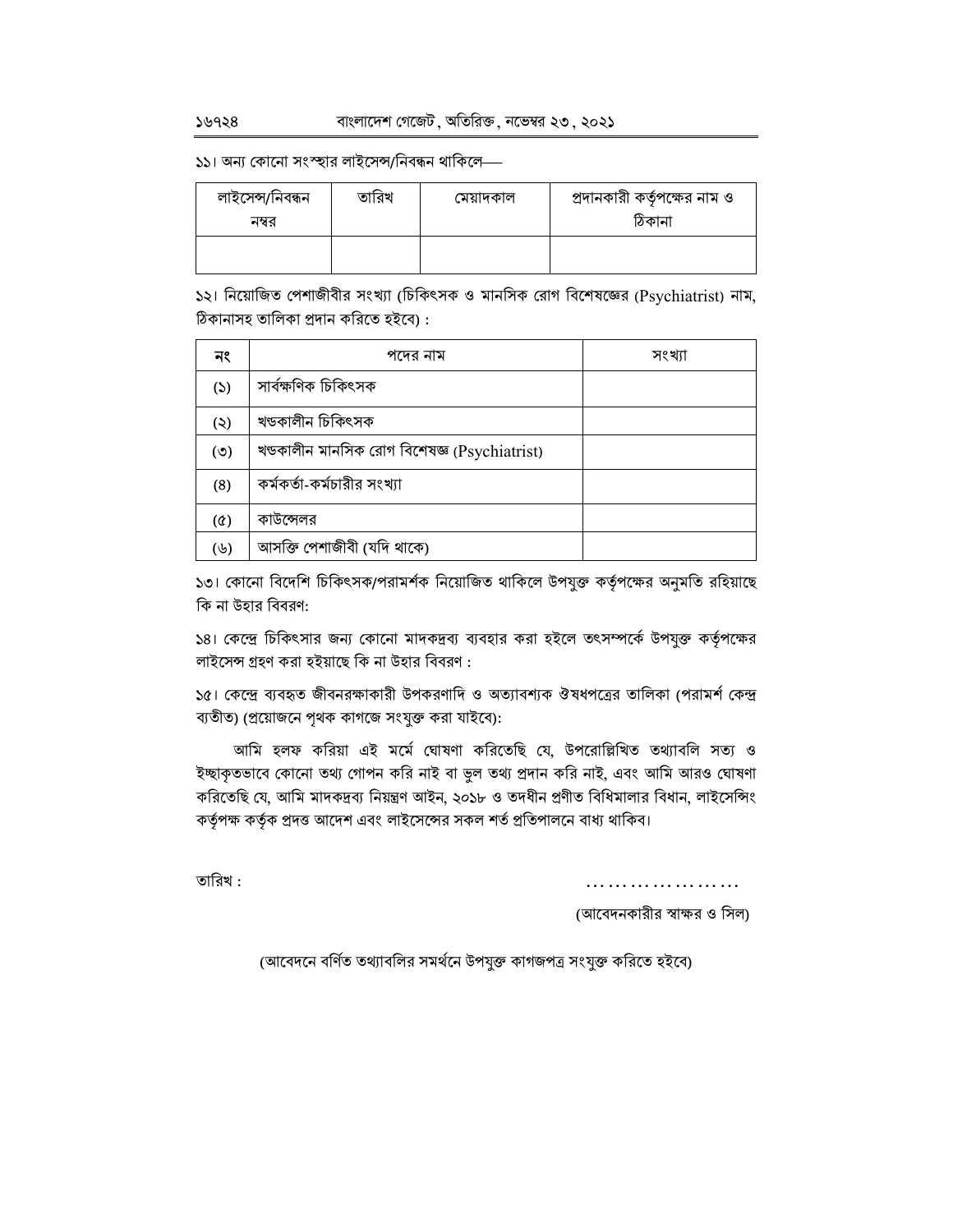১১। অন্য কোনো সংস্থার লাইসেন্স/নিবন্ধন থাকিলে—

| লাইসেন্স/নিবন্ধন নম্বর | তারিখ | মেয়াদকাল | প্রদানকারী কর্তৃপক্ষের নাম ও ঠিকানা |
|---|---|---|---|
| | | | |

১২। নিয়োজিত পেশাজীবীর সংখ্যা (চিকিৎসক ও মানসিক রোগ বিশেষজ্ঞের (Psychiatrist) নাম, ঠিকানাসহ তালিকা প্রদান করিতে হইবে) :

| নং | পদের নাম | সংখ্যা |
|---|---|---|
| (১) | সার্বক্ষণিক চিকিৎসক | |
| (২) | খণ্ডকালীন চিকিৎসক | |
| (৩) | খণ্ডকালীন মানসিক রোগ বিশেষজ্ঞ (Psychiatrist) | |
| (৪) | কর্মকর্তা-কর্মচারীর সংখ্যা | |
| (৫) | কাউন্সেলর | |
| (৬) | আসক্তি পেশাজীবী (যদি থাকে) | |

১৩। কোনো বিদেশি চিকিৎসক/পরামর্শক নিয়োজিত থাকিলে উপযুক্ত কর্তৃপক্ষের অনুমতি রহিয়াছে কি না উহার বিবরণ:

১৪। কেন্দ্রে চিকিৎসার জন্য কোনো মাদকদ্রব্য ব্যবহার করা হইলে তৎসম্পর্কে উপযুক্ত কর্তৃপক্ষের লাইসেন্স গ্রহণ করা হইয়াছে কি না উহার বিবরণ :

১৫। কেন্দ্রে ব্যবহৃত জীবনরক্ষাকারী উপকরণাদি ও অত্যাবশ্যক ঔষধপত্রের তালিকা (পরামর্শ কেন্দ্র ব্যতীত) (প্রয়োজনে পৃথক কাগজে সংযুক্ত করা যাইবে):

আমি হলফ করিয়া এই মর্মে ঘোষণা করিতেছি যে, উপরোল্লিখিত তথ্যাবলি সত্য ও ইচ্ছাকৃতভাবে কোনো তথ্য গোপন করি নাই বা ভুল তথ্য প্রদান করি নাই, এবং আমি আরও ঘোষণা করিতেছি যে, আমি মাদকদ্রব্য নিয়ন্ত্রণ আইন, ২০১৮ ও তদধীন প্রণীত বিধিমালার বিধান, লাইসেন্সিং কর্তৃপক্ষ কর্তৃক প্রদত্ত আদেশ এবং লাইসেন্সের সকল শর্ত প্রতিপালনে বাধ্য থাকিব।

তারিখ :

…………………

(আবেদনকারীর স্বাক্ষর ও সিল)

(আবেদনে বর্ণিত তথ্যাবলির সমর্থনে উপযুক্ত কাগজপত্র সংযুক্ত করিতে হইবে)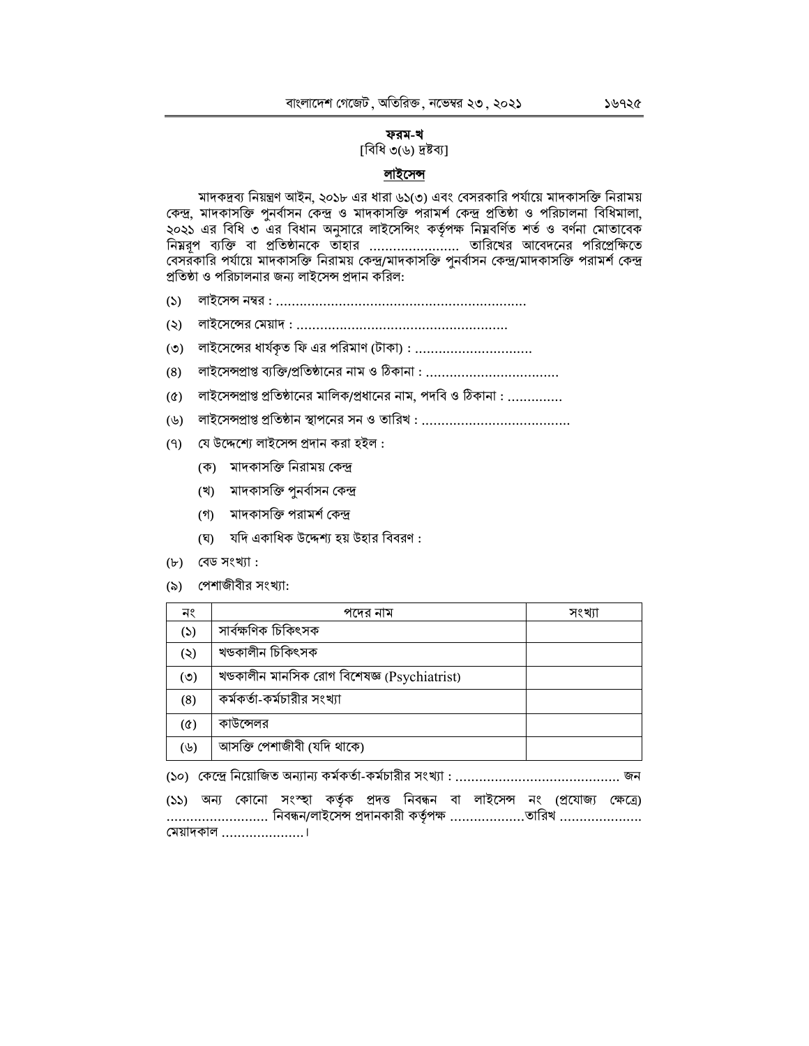**ফরম-খ**

[বিধি ৩(৬) দ্রষ্টব্য]

**লাইসেন্স**

মাদকদ্রব্য নিয়ন্ত্রণ আইন, ২০১৮ এর ধারা ৬১(৩) এবং বেসরকারি পর্যায়ে মাদকাসক্তি নিরাময় কেন্দ্র, মাদকাসক্তি পুনর্বাসন কেন্দ্র ও মাদকাসক্তি পরামর্শ কেন্দ্র প্রতিষ্ঠা ও পরিচালনা বিধিমালা, ২০২১ এর বিধি ৩ এর বিধান অনুসারে লাইসেন্সিং কর্তৃপক্ষ নিম্নবর্ণিত শর্ত ও বর্ণনা মোতাবেক নিম্নরূপ ব্যক্তি বা প্রতিষ্ঠানকে তাহার ...................... তারিখের আবেদনের পরিপ্রেক্ষিতে বেসরকারি পর্যায়ে মাদকাসক্তি নিরাময় কেন্দ্র/মাদকাসক্তি পুনর্বাসন কেন্দ্র/মাদকাসক্তি পরামর্শ কেন্দ্র প্রতিষ্ঠা ও পরিচালনার জন্য লাইসেন্স প্রদান করিল:

(১) লাইসেন্স নম্বর : ...............................................................

(২) লাইসেন্সের মেয়াদ : .....................................................

(৩) লাইসেন্সের ধার্যকৃত ফি এর পরিমাণ (টাকা) : ..............................

(৪) লাইসেন্সপ্রাপ্ত ব্যক্তি/প্রতিষ্ঠানের নাম ও ঠিকানা : ..................................

(৫) লাইসেন্সপ্রাপ্ত প্রতিষ্ঠানের মালিক/প্রধানের নাম, পদবি ও ঠিকানা : .............

(৬) লাইসেন্সপ্রাপ্ত প্রতিষ্ঠান স্থাপনের সন ও তারিখ : ......................................

(৭) যে উদ্দেশ্যে লাইসেন্স প্রদান করা হইল :

(ক) মাদকাসক্তি নিরাময় কেন্দ্র

(খ) মাদকাসক্তি পুনর্বাসন কেন্দ্র

(গ) মাদকাসক্তি পরামর্শ কেন্দ্র

(ঘ) যদি একাধিক উদ্দেশ্য হয় উহার বিবরণ :

(৮) বেড সংখ্যা :

(৯) পেশাজীবীর সংখ্যা:

| নং | পদের নাম | সংখ্যা |
|---|---|---|
| (১) | সার্বক্ষণিক চিকিৎসক | |
| (২) | খন্ডকালীন চিকিৎসক | |
| (৩) | খন্ডকালীন মানসিক রোগ বিশেষজ্ঞ (Psychiatrist) | |
| (৪) | কর্মকর্তা-কর্মচারীর সংখ্যা | |
| (৫) | কাউন্সেলর | |
| (৬) | আসক্তি পেশাজীবী (যদি থাকে) | |

(১০) কেন্দ্রে নিয়োজিত অন্যান্য কর্মকর্তা-কর্মচারীর সংখ্যা : .......................................... জন

(১১) অন্য কোনো সংস্থা কর্তৃক প্রদত্ত নিবন্ধন বা লাইসেন্স নং (প্রযোজ্য ক্ষেত্রে) .......................... নিবন্ধন/লাইসেন্স প্রদানকারী কর্তৃপক্ষ ..................তারিখ ..................... মেয়াদকাল .....................।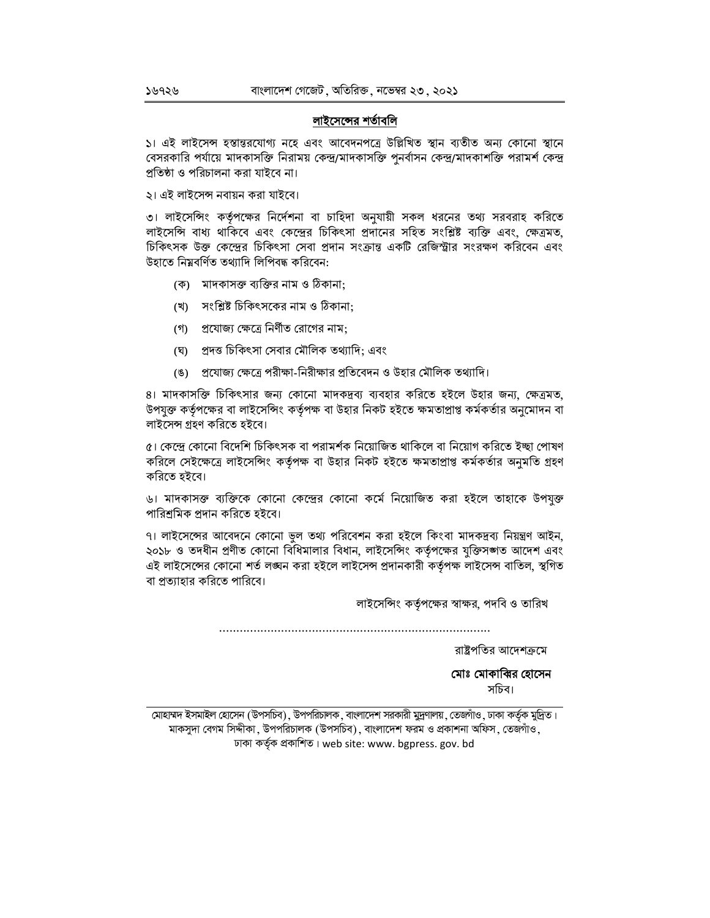## লাইসেন্সের শর্তাবলি

১। এই লাইসেন্স হস্তান্তরযোগ্য নহে এবং আবেদনপত্রে উল্লিখিত স্থান ব্যতীত অন্য কোনো স্থানে বেসরকারি পর্যায়ে মাদকাসক্তি নিরাময় কেন্দ্র/মাদকাসক্তি পুনর্বাসন কেন্দ্র/মাদকাশক্তি পরামর্শ কেন্দ্র প্রতিষ্ঠা ও পরিচালনা করা যাইবে না।

২। এই লাইসেন্স নবায়ন করা যাইবে।

৩। লাইসেন্সিং কর্তৃপক্ষের নির্দেশনা বা চাহিদা অনুযায়ী সকল ধরনের তথ্য সরবরাহ করিতে লাইসেন্সি বাধ্য থাকিবে এবং কেন্দ্রের চিকিৎসা প্রদানের সহিত সংশ্লিষ্ট ব্যক্তি এবং, ক্ষেত্রমত, চিকিৎসক উক্ত কেন্দ্রের চিকিৎসা সেবা প্রদান সংক্রান্ত একটি রেজিস্ট্রার সংরক্ষণ করিবেন এবং উহাতে নিম্নবর্ণিত তথ্যাদি লিপিবদ্ধ করিবেন:

(ক) মাদকাসক্ত ব্যক্তির নাম ও ঠিকানা;

(খ) সংশ্লিষ্ট চিকিৎসকের নাম ও ঠিকানা;

(গ) প্রযোজ্য ক্ষেত্রে নির্ণীত রোগের নাম;

(ঘ) প্রদত্ত চিকিৎসা সেবার মৌলিক তথ্যাদি; এবং

(ঙ) প্রযোজ্য ক্ষেত্রে পরীক্ষা-নিরীক্ষার প্রতিবেদন ও উহার মৌলিক তথ্যাদি।

৪। মাদকাসক্তি চিকিৎসার জন্য কোনো মাদকদ্রব্য ব্যবহার করিতে হইলে উহার জন্য, ক্ষেত্রমত, উপযুক্ত কর্তৃপক্ষের বা লাইসেন্সিং কর্তৃপক্ষ বা উহার নিকট হইতে ক্ষমতাপ্রাপ্ত কর্মকর্তার অনুমোদন বা লাইসেন্স গ্রহণ করিতে হইবে।

৫। কেন্দ্রে কোনো বিদেশি চিকিৎসক বা পরামর্শক নিয়োজিত থাকিলে বা নিয়োগ করিতে ইচ্ছা পোষণ করিলে সেইক্ষেত্রে লাইসেন্সিং কর্তৃপক্ষ বা উহার নিকট হইতে ক্ষমতাপ্রাপ্ত কর্মকর্তার অনুমতি গ্রহণ করিতে হইবে।

৬। মাদকাসক্ত ব্যক্তিকে কোনো কেন্দ্রের কোনো কর্মে নিয়োজিত করা হইলে তাহাকে উপযুক্ত পারিশ্রমিক প্রদান করিতে হইবে।

৭। লাইসেন্সের আবেদনে কোনো ভুল তথ্য পরিবেশন করা হইলে কিংবা মাদকদ্রব্য নিয়ন্ত্রণ আইন, ২০১৮ ও তদধীন প্রণীত কোনো বিধিমালার বিধান, লাইসেন্সিং কর্তৃপক্ষের যুক্তিসঙ্গত আদেশ এবং এই লাইসেন্সের কোনো শর্ত লঙ্ঘন করা হইলে লাইসেন্স প্রদানকারী কর্তৃপক্ষ লাইসেন্স বাতিল, স্থগিত বা প্রত্যাহার করিতে পারিবে।

লাইসেন্সিং কর্তৃপক্ষের স্বাক্ষর, পদবি ও তারিখ

..............................................................................

রাষ্ট্রপতির আদেশক্রমে

**মোঃ মোকাব্বির হোসেন**
সচিব।

মোহাম্মদ ইসমাইল হোসেন (উপসচিব), উপপরিচালক, বাংলাদেশ সরকারী মুদ্রণালয়, তেজগাঁও, ঢাকা কর্তৃক মুদ্রিত।
মাকসুদা বেগম সিদ্দীকা, উপপরিচালক (উপসচিব), বাংলাদেশ ফরম ও প্রকাশনা অফিস, তেজগাঁও, ঢাকা কর্তৃক প্রকাশিত। web site: www. bgpress. gov. bd